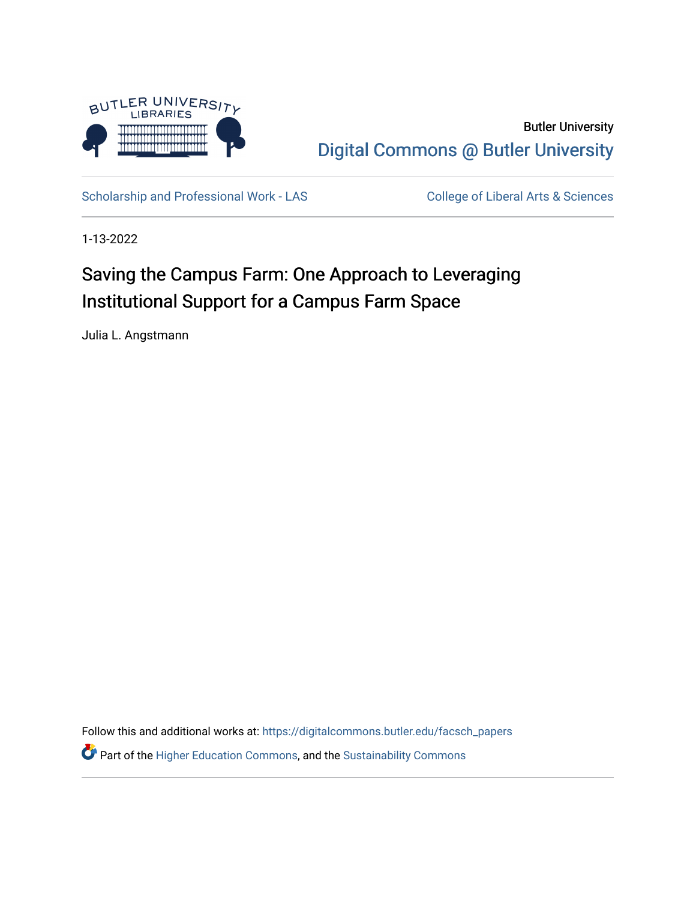Butler University

Digital Commons @ Butler University

Scholarship and Professional Work - LAS

College of Liberal Arts & Sciences

1-13-2022

# Saving the Campus Farm: One Approach to Leveraging Institutional Support for a Campus Farm Space

Julia L. Angstmann

Follow this and additional works at: https://digitalcommons.butler.edu/facsch_papers

Part of the Higher Education Commons, and the Sustainability Commons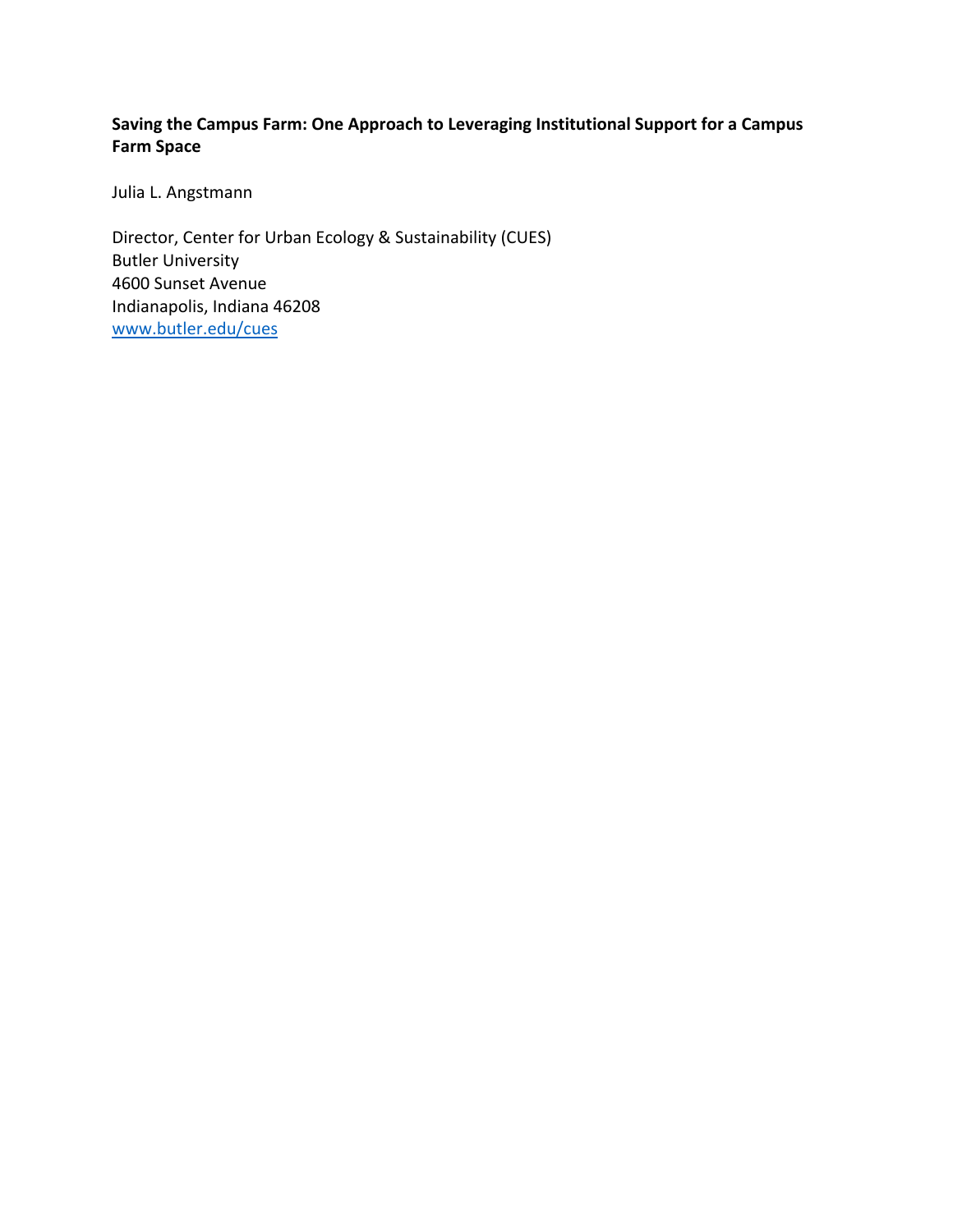**Saving the Campus Farm: One Approach to Leveraging Institutional Support for a Campus Farm Space**

Julia L. Angstmann

Director, Center for Urban Ecology & Sustainability (CUES)
Butler University
4600 Sunset Avenue
Indianapolis, Indiana 46208
[www.butler.edu/cues](www.butler.edu/cues)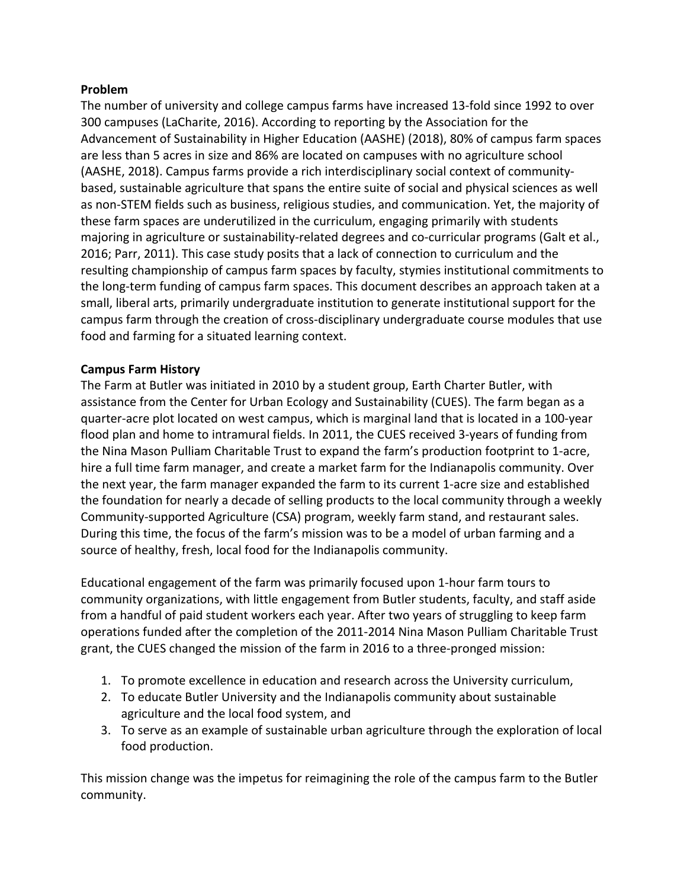**Problem**

The number of university and college campus farms have increased 13-fold since 1992 to over 300 campuses (LaCharite, 2016). According to reporting by the Association for the Advancement of Sustainability in Higher Education (AASHE) (2018), 80% of campus farm spaces are less than 5 acres in size and 86% are located on campuses with no agriculture school (AASHE, 2018). Campus farms provide a rich interdisciplinary social context of community-based, sustainable agriculture that spans the entire suite of social and physical sciences as well as non-STEM fields such as business, religious studies, and communication. Yet, the majority of these farm spaces are underutilized in the curriculum, engaging primarily with students majoring in agriculture or sustainability-related degrees and co-curricular programs (Galt et al., 2016; Parr, 2011). This case study posits that a lack of connection to curriculum and the resulting championship of campus farm spaces by faculty, stymies institutional commitments to the long-term funding of campus farm spaces. This document describes an approach taken at a small, liberal arts, primarily undergraduate institution to generate institutional support for the campus farm through the creation of cross-disciplinary undergraduate course modules that use food and farming for a situated learning context.

**Campus Farm History**

The Farm at Butler was initiated in 2010 by a student group, Earth Charter Butler, with assistance from the Center for Urban Ecology and Sustainability (CUES). The farm began as a quarter-acre plot located on west campus, which is marginal land that is located in a 100-year flood plan and home to intramural fields. In 2011, the CUES received 3-years of funding from the Nina Mason Pulliam Charitable Trust to expand the farm's production footprint to 1-acre, hire a full time farm manager, and create a market farm for the Indianapolis community. Over the next year, the farm manager expanded the farm to its current 1-acre size and established the foundation for nearly a decade of selling products to the local community through a weekly Community-supported Agriculture (CSA) program, weekly farm stand, and restaurant sales. During this time, the focus of the farm's mission was to be a model of urban farming and a source of healthy, fresh, local food for the Indianapolis community.

Educational engagement of the farm was primarily focused upon 1-hour farm tours to community organizations, with little engagement from Butler students, faculty, and staff aside from a handful of paid student workers each year. After two years of struggling to keep farm operations funded after the completion of the 2011-2014 Nina Mason Pulliam Charitable Trust grant, the CUES changed the mission of the farm in 2016 to a three-pronged mission:

1. To promote excellence in education and research across the University curriculum,
2. To educate Butler University and the Indianapolis community about sustainable agriculture and the local food system, and
3. To serve as an example of sustainable urban agriculture through the exploration of local food production.

This mission change was the impetus for reimagining the role of the campus farm to the Butler community.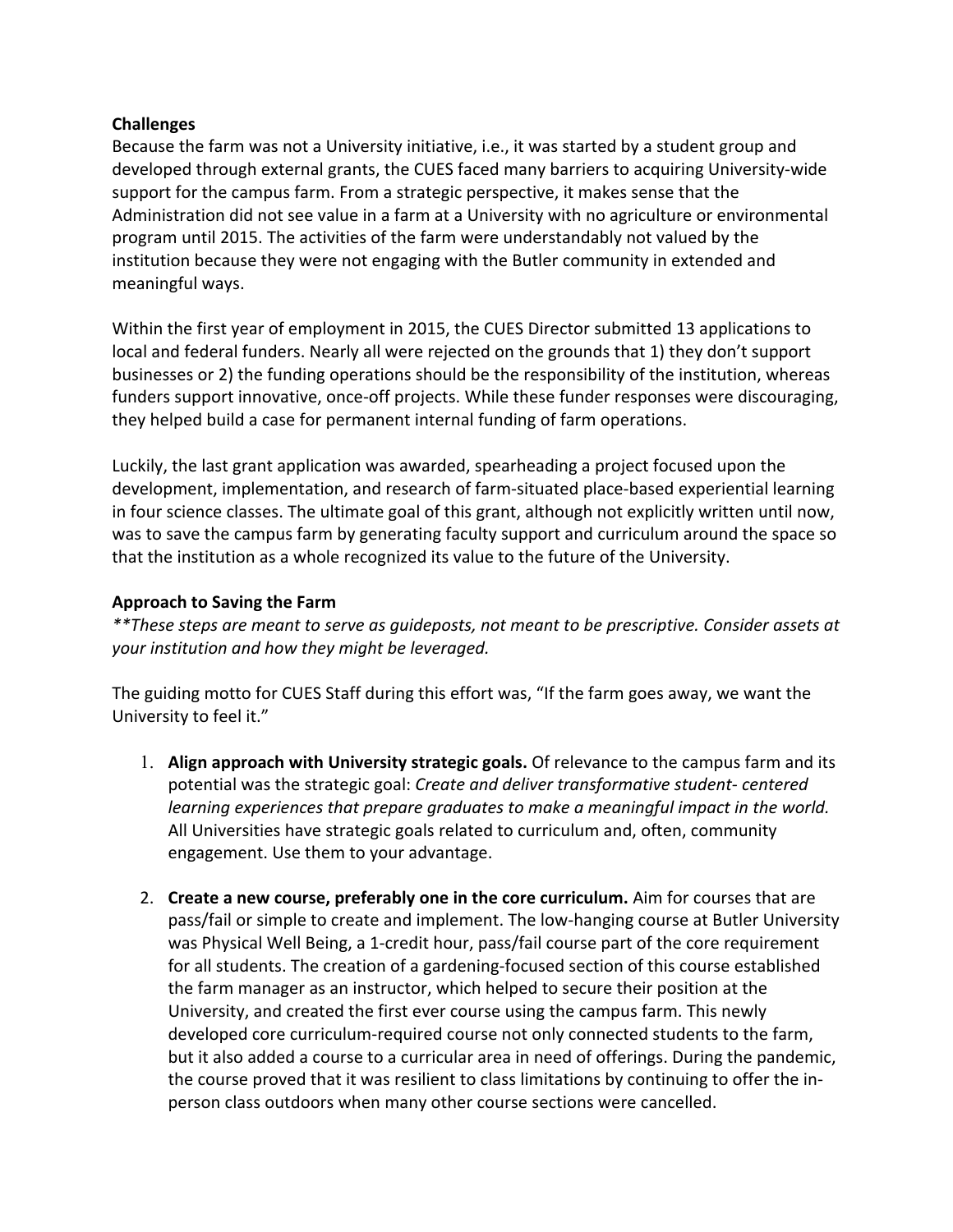**Challenges**

Because the farm was not a University initiative, i.e., it was started by a student group and developed through external grants, the CUES faced many barriers to acquiring University-wide support for the campus farm. From a strategic perspective, it makes sense that the Administration did not see value in a farm at a University with no agriculture or environmental program until 2015. The activities of the farm were understandably not valued by the institution because they were not engaging with the Butler community in extended and meaningful ways.

Within the first year of employment in 2015, the CUES Director submitted 13 applications to local and federal funders. Nearly all were rejected on the grounds that 1) they don't support businesses or 2) the funding operations should be the responsibility of the institution, whereas funders support innovative, once-off projects. While these funder responses were discouraging, they helped build a case for permanent internal funding of farm operations.

Luckily, the last grant application was awarded, spearheading a project focused upon the development, implementation, and research of farm-situated place-based experiential learning in four science classes. The ultimate goal of this grant, although not explicitly written until now, was to save the campus farm by generating faculty support and curriculum around the space so that the institution as a whole recognized its value to the future of the University.

**Approach to Saving the Farm**

*\*\*These steps are meant to serve as guideposts, not meant to be prescriptive. Consider assets at your institution and how they might be leveraged.*

The guiding motto for CUES Staff during this effort was, "If the farm goes away, we want the University to feel it."

1. **Align approach with University strategic goals.** Of relevance to the campus farm and its potential was the strategic goal: *Create and deliver transformative student- centered learning experiences that prepare graduates to make a meaningful impact in the world.* All Universities have strategic goals related to curriculum and, often, community engagement. Use them to your advantage.

2. **Create a new course, preferably one in the core curriculum.** Aim for courses that are pass/fail or simple to create and implement. The low-hanging course at Butler University was Physical Well Being, a 1-credit hour, pass/fail course part of the core requirement for all students. The creation of a gardening-focused section of this course established the farm manager as an instructor, which helped to secure their position at the University, and created the first ever course using the campus farm. This newly developed core curriculum-required course not only connected students to the farm, but it also added a course to a curricular area in need of offerings. During the pandemic, the course proved that it was resilient to class limitations by continuing to offer the in-person class outdoors when many other course sections were cancelled.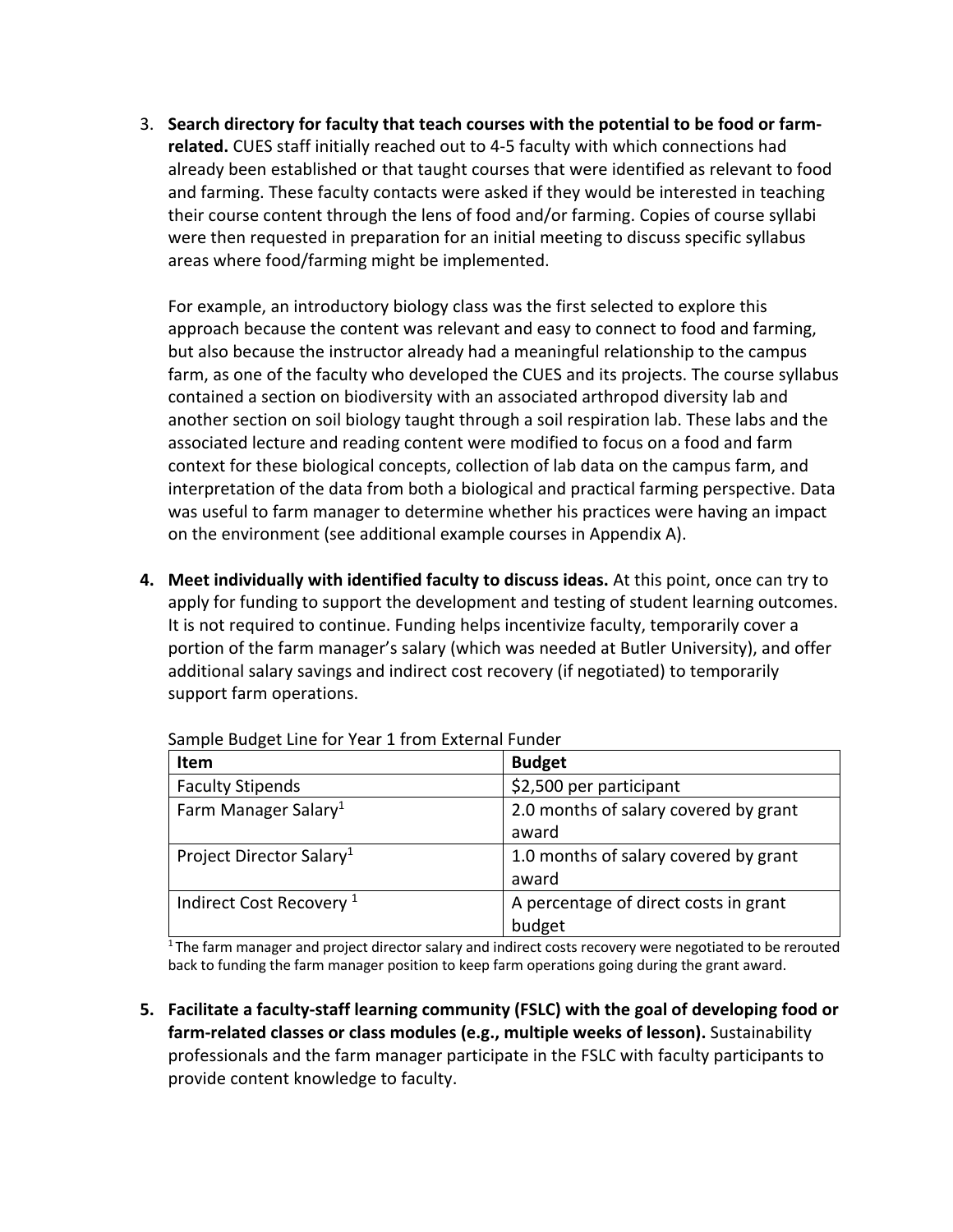3. **Search directory for faculty that teach courses with the potential to be food or farm-related.** CUES staff initially reached out to 4-5 faculty with which connections had already been established or that taught courses that were identified as relevant to food and farming. These faculty contacts were asked if they would be interested in teaching their course content through the lens of food and/or farming. Copies of course syllabi were then requested in preparation for an initial meeting to discuss specific syllabus areas where food/farming might be implemented.

   For example, an introductory biology class was the first selected to explore this approach because the content was relevant and easy to connect to food and farming, but also because the instructor already had a meaningful relationship to the campus farm, as one of the faculty who developed the CUES and its projects. The course syllabus contained a section on biodiversity with an associated arthropod diversity lab and another section on soil biology taught through a soil respiration lab. These labs and the associated lecture and reading content were modified to focus on a food and farm context for these biological concepts, collection of lab data on the campus farm, and interpretation of the data from both a biological and practical farming perspective. Data was useful to farm manager to determine whether his practices were having an impact on the environment (see additional example courses in Appendix A).

4. **Meet individually with identified faculty to discuss ideas.** At this point, once can try to apply for funding to support the development and testing of student learning outcomes. It is not required to continue. Funding helps incentivize faculty, temporarily cover a portion of the farm manager's salary (which was needed at Butler University), and offer additional salary savings and indirect cost recovery (if negotiated) to temporarily support farm operations.

   Sample Budget Line for Year 1 from External Funder

   | Item | Budget |
   | --- | --- |
   | Faculty Stipends | $2,500 per participant |
   | Farm Manager Salary[1] | 2.0 months of salary covered by grant award |
   | Project Director Salary[1] | 1.0 months of salary covered by grant award |
   | Indirect Cost Recovery [1] | A percentage of direct costs in grant budget |

   [1] The farm manager and project director salary and indirect costs recovery were negotiated to be rerouted back to funding the farm manager position to keep farm operations going during the grant award.

5. **Facilitate a faculty-staff learning community (FSLC) with the goal of developing food or farm-related classes or class modules (e.g., multiple weeks of lesson).** Sustainability professionals and the farm manager participate in the FSLC with faculty participants to provide content knowledge to faculty.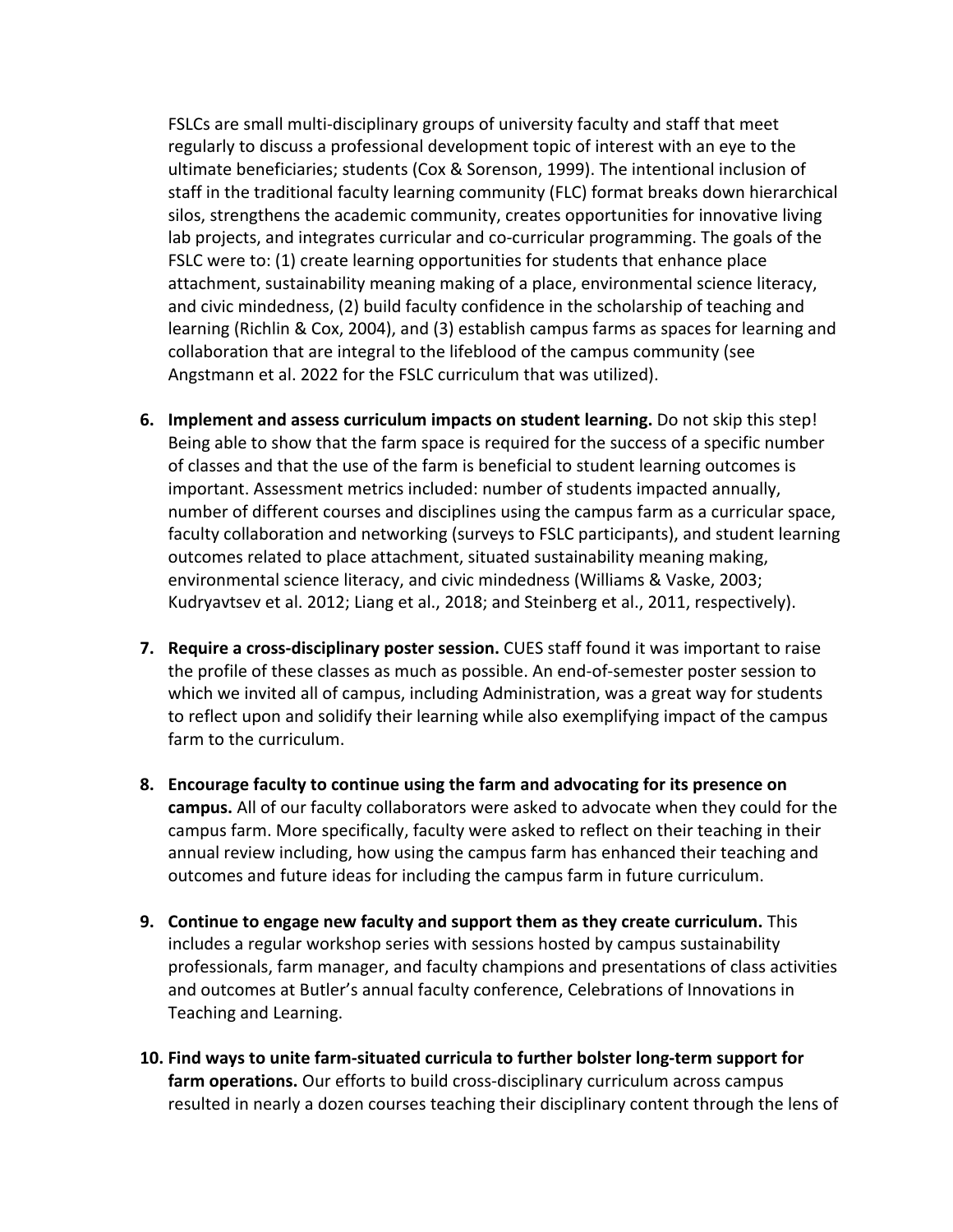FSLCs are small multi-disciplinary groups of university faculty and staff that meet regularly to discuss a professional development topic of interest with an eye to the ultimate beneficiaries; students (Cox & Sorenson, 1999). The intentional inclusion of staff in the traditional faculty learning community (FLC) format breaks down hierarchical silos, strengthens the academic community, creates opportunities for innovative living lab projects, and integrates curricular and co-curricular programming. The goals of the FSLC were to: (1) create learning opportunities for students that enhance place attachment, sustainability meaning making of a place, environmental science literacy, and civic mindedness, (2) build faculty confidence in the scholarship of teaching and learning (Richlin & Cox, 2004), and (3) establish campus farms as spaces for learning and collaboration that are integral to the lifeblood of the campus community (see Angstmann et al. 2022 for the FSLC curriculum that was utilized).

6. **Implement and assess curriculum impacts on student learning.** Do not skip this step! Being able to show that the farm space is required for the success of a specific number of classes and that the use of the farm is beneficial to student learning outcomes is important. Assessment metrics included: number of students impacted annually, number of different courses and disciplines using the campus farm as a curricular space, faculty collaboration and networking (surveys to FSLC participants), and student learning outcomes related to place attachment, situated sustainability meaning making, environmental science literacy, and civic mindedness (Williams & Vaske, 2003; Kudryavtsev et al. 2012; Liang et al., 2018; and Steinberg et al., 2011, respectively).

7. **Require a cross-disciplinary poster session.** CUES staff found it was important to raise the profile of these classes as much as possible. An end-of-semester poster session to which we invited all of campus, including Administration, was a great way for students to reflect upon and solidify their learning while also exemplifying impact of the campus farm to the curriculum.

8. **Encourage faculty to continue using the farm and advocating for its presence on campus.** All of our faculty collaborators were asked to advocate when they could for the campus farm. More specifically, faculty were asked to reflect on their teaching in their annual review including, how using the campus farm has enhanced their teaching and outcomes and future ideas for including the campus farm in future curriculum.

9. **Continue to engage new faculty and support them as they create curriculum.** This includes a regular workshop series with sessions hosted by campus sustainability professionals, farm manager, and faculty champions and presentations of class activities and outcomes at Butler's annual faculty conference, Celebrations of Innovations in Teaching and Learning.

10. **Find ways to unite farm-situated curricula to further bolster long-term support for farm operations.** Our efforts to build cross-disciplinary curriculum across campus resulted in nearly a dozen courses teaching their disciplinary content through the lens of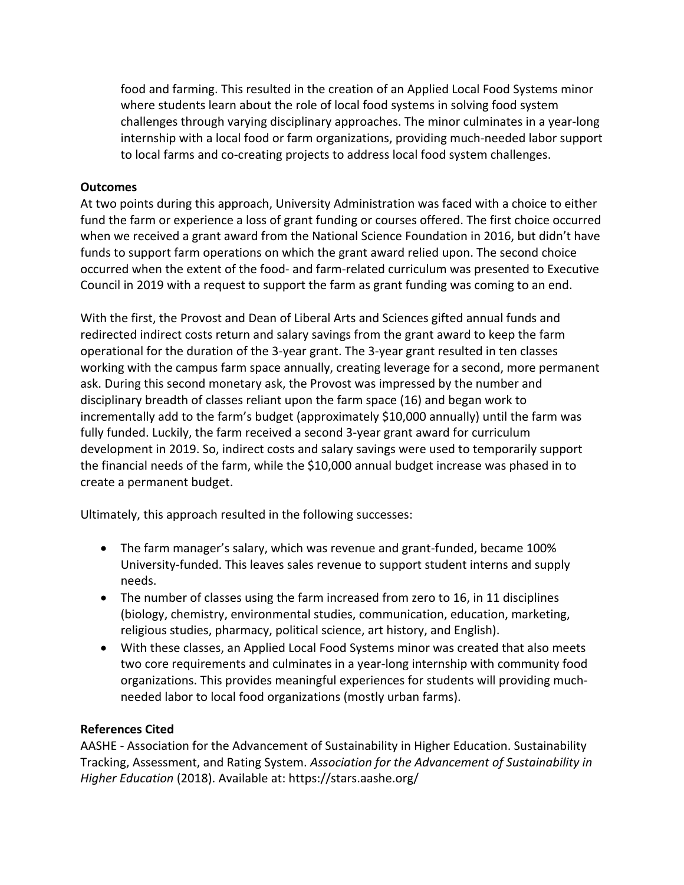food and farming. This resulted in the creation of an Applied Local Food Systems minor where students learn about the role of local food systems in solving food system challenges through varying disciplinary approaches. The minor culminates in a year-long internship with a local food or farm organizations, providing much-needed labor support to local farms and co-creating projects to address local food system challenges.

**Outcomes**

At two points during this approach, University Administration was faced with a choice to either fund the farm or experience a loss of grant funding or courses offered. The first choice occurred when we received a grant award from the National Science Foundation in 2016, but didn't have funds to support farm operations on which the grant award relied upon. The second choice occurred when the extent of the food- and farm-related curriculum was presented to Executive Council in 2019 with a request to support the farm as grant funding was coming to an end.

With the first, the Provost and Dean of Liberal Arts and Sciences gifted annual funds and redirected indirect costs return and salary savings from the grant award to keep the farm operational for the duration of the 3-year grant. The 3-year grant resulted in ten classes working with the campus farm space annually, creating leverage for a second, more permanent ask. During this second monetary ask, the Provost was impressed by the number and disciplinary breadth of classes reliant upon the farm space (16) and began work to incrementally add to the farm's budget (approximately $10,000 annually) until the farm was fully funded. Luckily, the farm received a second 3-year grant award for curriculum development in 2019. So, indirect costs and salary savings were used to temporarily support the financial needs of the farm, while the $10,000 annual budget increase was phased in to create a permanent budget.

Ultimately, this approach resulted in the following successes:

- The farm manager's salary, which was revenue and grant-funded, became 100% University-funded. This leaves sales revenue to support student interns and supply needs.
- The number of classes using the farm increased from zero to 16, in 11 disciplines (biology, chemistry, environmental studies, communication, education, marketing, religious studies, pharmacy, political science, art history, and English).
- With these classes, an Applied Local Food Systems minor was created that also meets two core requirements and culminates in a year-long internship with community food organizations. This provides meaningful experiences for students will providing much-needed labor to local food organizations (mostly urban farms).

**References Cited**

AASHE - Association for the Advancement of Sustainability in Higher Education. Sustainability Tracking, Assessment, and Rating System. *Association for the Advancement of Sustainability in Higher Education* (2018). Available at: https://stars.aashe.org/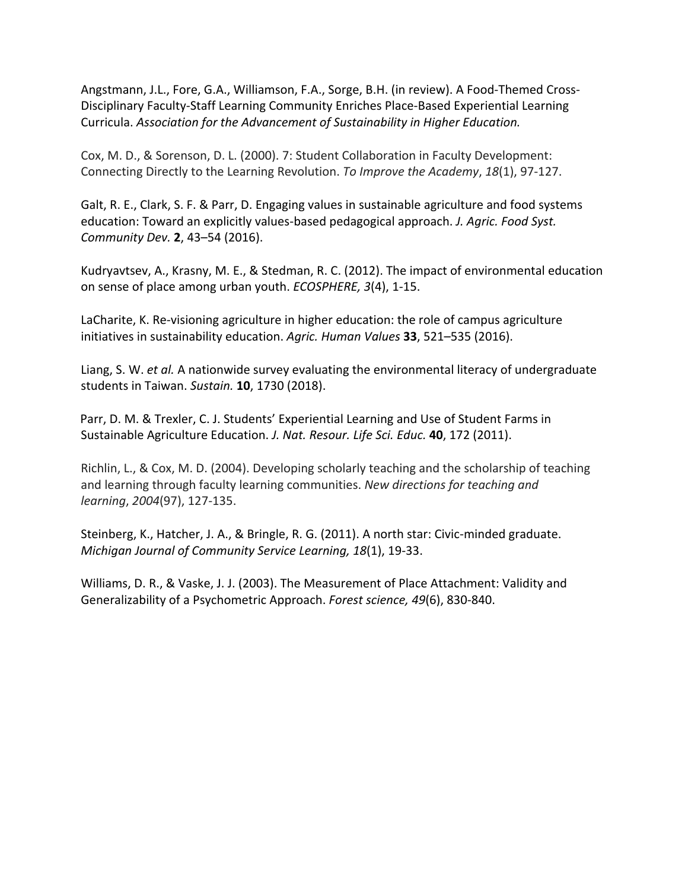Angstmann, J.L., Fore, G.A., Williamson, F.A., Sorge, B.H. (in review). A Food-Themed Cross-Disciplinary Faculty-Staff Learning Community Enriches Place-Based Experiential Learning Curricula. *Association for the Advancement of Sustainability in Higher Education.*

Cox, M. D., & Sorenson, D. L. (2000). 7: Student Collaboration in Faculty Development: Connecting Directly to the Learning Revolution. *To Improve the Academy*, *18*(1), 97-127.

Galt, R. E., Clark, S. F. & Parr, D. Engaging values in sustainable agriculture and food systems education: Toward an explicitly values-based pedagogical approach. *J. Agric. Food Syst. Community Dev.* **2**, 43–54 (2016).

Kudryavtsev, A., Krasny, M. E., & Stedman, R. C. (2012). The impact of environmental education on sense of place among urban youth. *ECOSPHERE, 3*(4), 1-15.

LaCharite, K. Re-visioning agriculture in higher education: the role of campus agriculture initiatives in sustainability education. *Agric. Human Values* **33**, 521–535 (2016).

Liang, S. W. *et al.* A nationwide survey evaluating the environmental literacy of undergraduate students in Taiwan. *Sustain.* **10**, 1730 (2018).

Parr, D. M. & Trexler, C. J. Students' Experiential Learning and Use of Student Farms in Sustainable Agriculture Education. *J. Nat. Resour. Life Sci. Educ.* **40**, 172 (2011).

Richlin, L., & Cox, M. D. (2004). Developing scholarly teaching and the scholarship of teaching and learning through faculty learning communities. *New directions for teaching and learning*, *2004*(97), 127-135.

Steinberg, K., Hatcher, J. A., & Bringle, R. G. (2011). A north star: Civic-minded graduate. *Michigan Journal of Community Service Learning, 18*(1), 19-33.

Williams, D. R., & Vaske, J. J. (2003). The Measurement of Place Attachment: Validity and Generalizability of a Psychometric Approach. *Forest science, 49*(6), 830-840.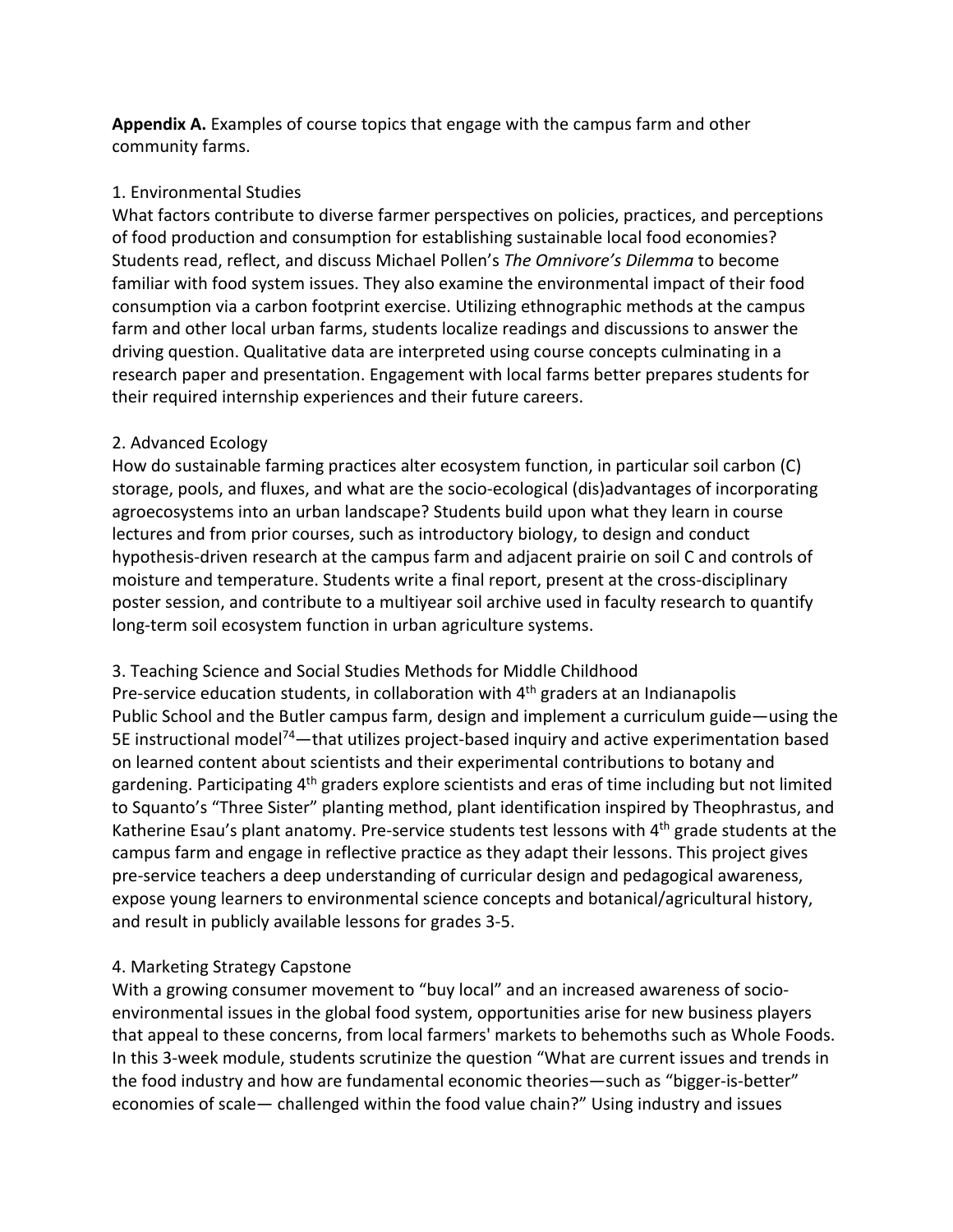**Appendix A.** Examples of course topics that engage with the campus farm and other community farms.

1. Environmental Studies

What factors contribute to diverse farmer perspectives on policies, practices, and perceptions of food production and consumption for establishing sustainable local food economies? Students read, reflect, and discuss Michael Pollen's *The Omnivore's Dilemma* to become familiar with food system issues. They also examine the environmental impact of their food consumption via a carbon footprint exercise. Utilizing ethnographic methods at the campus farm and other local urban farms, students localize readings and discussions to answer the driving question. Qualitative data are interpreted using course concepts culminating in a research paper and presentation. Engagement with local farms better prepares students for their required internship experiences and their future careers.

2. Advanced Ecology

How do sustainable farming practices alter ecosystem function, in particular soil carbon (C) storage, pools, and fluxes, and what are the socio-ecological (dis)advantages of incorporating agroecosystems into an urban landscape? Students build upon what they learn in course lectures and from prior courses, such as introductory biology, to design and conduct hypothesis-driven research at the campus farm and adjacent prairie on soil C and controls of moisture and temperature. Students write a final report, present at the cross-disciplinary poster session, and contribute to a multiyear soil archive used in faculty research to quantify long-term soil ecosystem function in urban agriculture systems.

3. Teaching Science and Social Studies Methods for Middle Childhood

Pre-service education students, in collaboration with 4th graders at an Indianapolis Public School and the Butler campus farm, design and implement a curriculum guide—using the 5E instructional model[74]—that utilizes project-based inquiry and active experimentation based on learned content about scientists and their experimental contributions to botany and gardening. Participating 4th graders explore scientists and eras of time including but not limited to Squanto's "Three Sister" planting method, plant identification inspired by Theophrastus, and Katherine Esau's plant anatomy. Pre-service students test lessons with 4th grade students at the campus farm and engage in reflective practice as they adapt their lessons. This project gives pre-service teachers a deep understanding of curricular design and pedagogical awareness, expose young learners to environmental science concepts and botanical/agricultural history, and result in publicly available lessons for grades 3-5.

4. Marketing Strategy Capstone

With a growing consumer movement to "buy local" and an increased awareness of socio-environmental issues in the global food system, opportunities arise for new business players that appeal to these concerns, from local farmers' markets to behemoths such as Whole Foods. In this 3-week module, students scrutinize the question "What are current issues and trends in the food industry and how are fundamental economic theories—such as "bigger-is-better" economies of scale— challenged within the food value chain?" Using industry and issues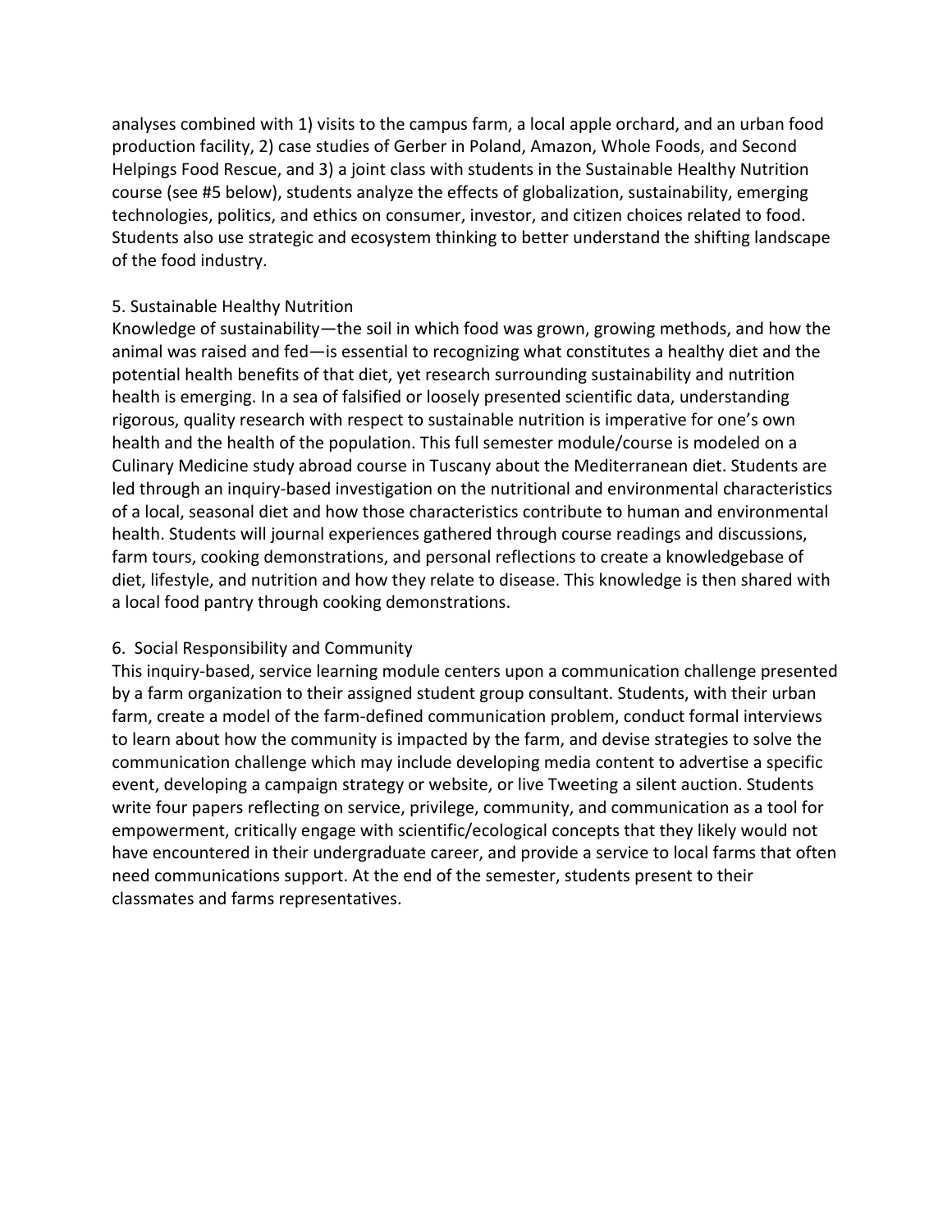analyses combined with 1) visits to the campus farm, a local apple orchard, and an urban food production facility, 2) case studies of Gerber in Poland, Amazon, Whole Foods, and Second Helpings Food Rescue, and 3) a joint class with students in the Sustainable Healthy Nutrition course (see #5 below), students analyze the effects of globalization, sustainability, emerging technologies, politics, and ethics on consumer, investor, and citizen choices related to food. Students also use strategic and ecosystem thinking to better understand the shifting landscape of the food industry.

5. Sustainable Healthy Nutrition

Knowledge of sustainability—the soil in which food was grown, growing methods, and how the animal was raised and fed—is essential to recognizing what constitutes a healthy diet and the potential health benefits of that diet, yet research surrounding sustainability and nutrition health is emerging. In a sea of falsified or loosely presented scientific data, understanding rigorous, quality research with respect to sustainable nutrition is imperative for one's own health and the health of the population. This full semester module/course is modeled on a Culinary Medicine study abroad course in Tuscany about the Mediterranean diet. Students are led through an inquiry-based investigation on the nutritional and environmental characteristics of a local, seasonal diet and how those characteristics contribute to human and environmental health. Students will journal experiences gathered through course readings and discussions, farm tours, cooking demonstrations, and personal reflections to create a knowledgebase of diet, lifestyle, and nutrition and how they relate to disease. This knowledge is then shared with a local food pantry through cooking demonstrations.

6. Social Responsibility and Community

This inquiry-based, service learning module centers upon a communication challenge presented by a farm organization to their assigned student group consultant. Students, with their urban farm, create a model of the farm-defined communication problem, conduct formal interviews to learn about how the community is impacted by the farm, and devise strategies to solve the communication challenge which may include developing media content to advertise a specific event, developing a campaign strategy or website, or live Tweeting a silent auction. Students write four papers reflecting on service, privilege, community, and communication as a tool for empowerment, critically engage with scientific/ecological concepts that they likely would not have encountered in their undergraduate career, and provide a service to local farms that often need communications support. At the end of the semester, students present to their classmates and farms representatives.